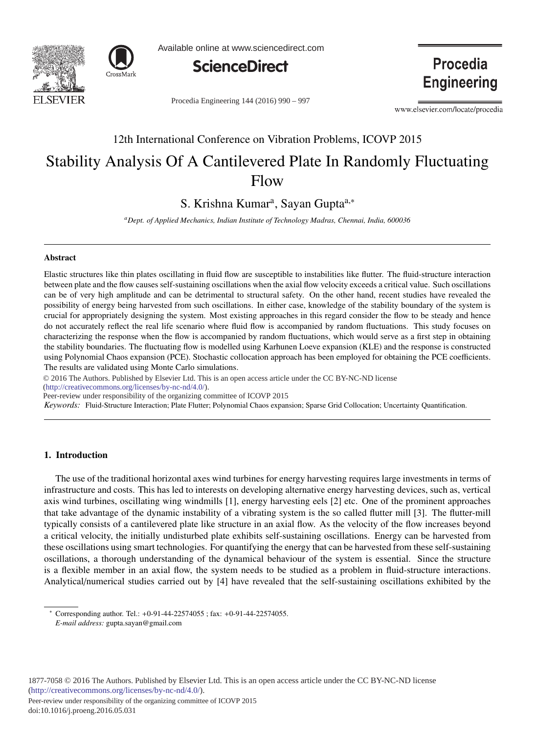12th International Conference on Vibration Problems, ICOVP 2015

# Stability Analysis Of A Cantilevered Plate In Randomly Fluctuating Flow

S. Krishna Kumar[a], Sayan Gupta[a,*]

[a]Dept. of Applied Mechanics, Indian Institute of Technology Madras, Chennai, India, 600036

## Abstract

Elastic structures like thin plates oscillating in fluid flow are susceptible to instabilities like flutter. The fluid-structure interaction between plate and the flow causes self-sustaining oscillations when the axial flow velocity exceeds a critical value. Such oscillations can be of very high amplitude and can be detrimental to structural safety. On the other hand, recent studies have revealed the possibility of energy being harvested from such oscillations. In either case, knowledge of the stability boundary of the system is crucial for appropriately designing the system. Most existing approaches in this regard consider the flow to be steady and hence do not accurately reflect the real life scenario where fluid flow is accompanied by random fluctuations. This study focuses on characterizing the response when the flow is accompanied by random fluctuations, which would serve as a first step in obtaining the stability boundaries. The fluctuating flow is modelled using Karhunen Loeve expansion (KLE) and the response is constructed using Polynomial Chaos expansion (PCE). Stochastic collocation approach has been employed for obtaining the PCE coefficients. The results are validated using Monte Carlo simulations.

© 2016 The Authors. Published by Elsevier Ltd. This is an open access article under the CC BY-NC-ND license (http://creativecommons.org/licenses/by-nc-nd/4.0/).

Peer-review under responsibility of the organizing committee of ICOVP 2015

*Keywords:* Fluid-Structure Interaction; Plate Flutter; Polynomial Chaos expansion; Sparse Grid Collocation; Uncertainty Quantification.

## 1. Introduction

The use of the traditional horizontal axes wind turbines for energy harvesting requires large investments in terms of infrastructure and costs. This has led to interests on developing alternative energy harvesting devices, such as, vertical axis wind turbines, oscillating wing windmills [1], energy harvesting eels [2] etc. One of the prominent approaches that take advantage of the dynamic instability of a vibrating system is the so called flutter mill [3]. The flutter-mill typically consists of a cantilevered plate like structure in an axial flow. As the velocity of the flow increases beyond a critical velocity, the initially undisturbed plate exhibits self-sustaining oscillations. Energy can be harvested from these oscillations using smart technologies. For quantifying the energy that can be harvested from these self-sustaining oscillations, a thorough understanding of the dynamical behaviour of the system is essential. Since the structure is a flexible member in an axial flow, the system needs to be studied as a problem in fluid-structure interactions. Analytical/numerical studies carried out by [4] have revealed that the self-sustaining oscillations exhibited by the

* Corresponding author. Tel.: +0-91-44-22574055 ; fax: +0-91-44-22574055.
*E-mail address:* gupta.sayan@gmail.com

1877-7058 © 2016 The Authors. Published by Elsevier Ltd. This is an open access article under the CC BY-NC-ND license (http://creativecommons.org/licenses/by-nc-nd/4.0/).
Peer-review under responsibility of the organizing committee of ICOVP 2015
doi:10.1016/j.proeng.2016.05.031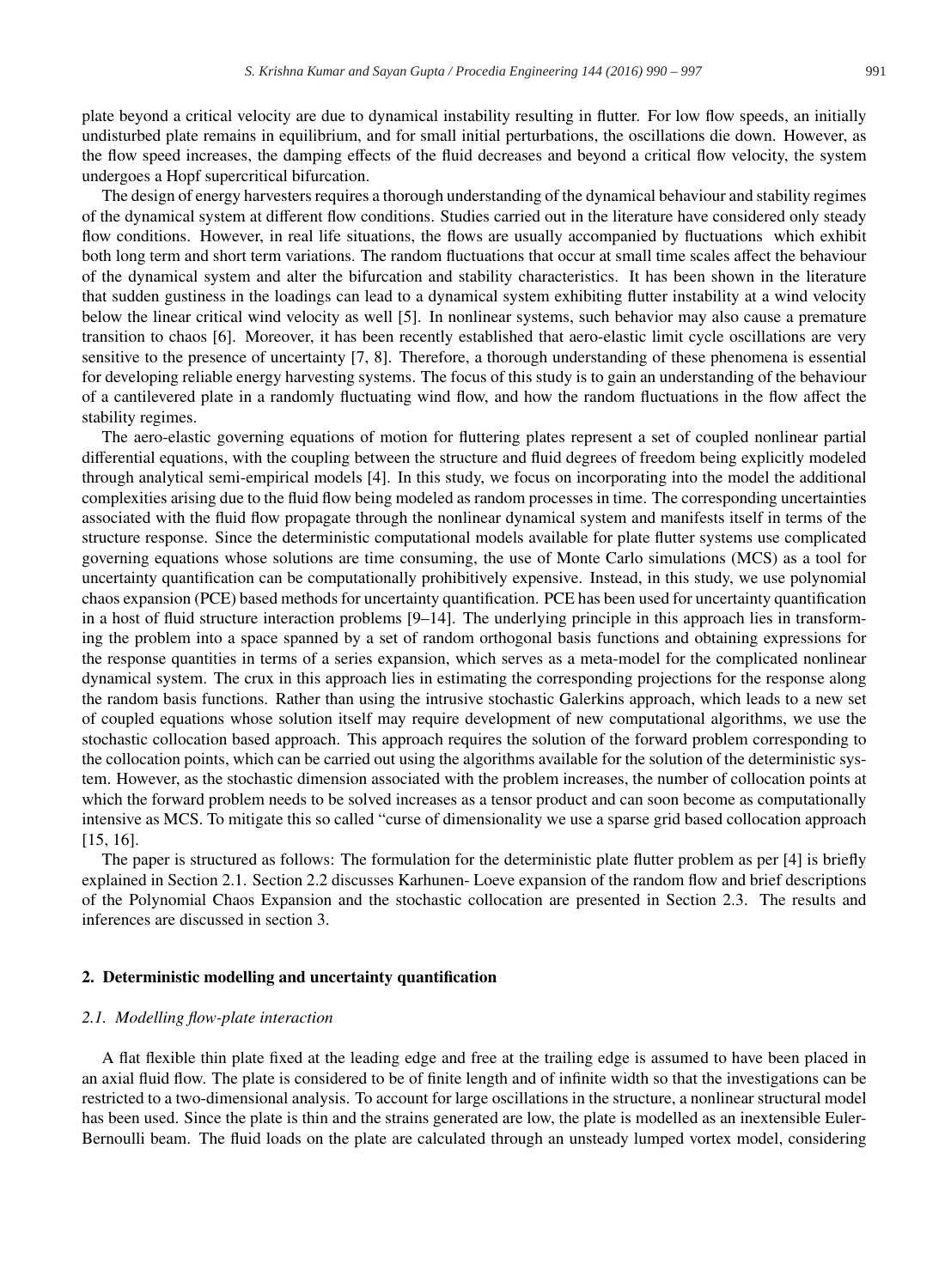plate beyond a critical velocity are due to dynamical instability resulting in flutter. For low flow speeds, an initially undisturbed plate remains in equilibrium, and for small initial perturbations, the oscillations die down. However, as the flow speed increases, the damping effects of the fluid decreases and beyond a critical flow velocity, the system undergoes a Hopf supercritical bifurcation.

The design of energy harvesters requires a thorough understanding of the dynamical behaviour and stability regimes of the dynamical system at different flow conditions. Studies carried out in the literature have considered only steady flow conditions. However, in real life situations, the flows are usually accompanied by fluctuations which exhibit both long term and short term variations. The random fluctuations that occur at small time scales affect the behaviour of the dynamical system and alter the bifurcation and stability characteristics. It has been shown in the literature that sudden gustiness in the loadings can lead to a dynamical system exhibiting flutter instability at a wind velocity below the linear critical wind velocity as well [5]. In nonlinear systems, such behavior may also cause a premature transition to chaos [6]. Moreover, it has been recently established that aero-elastic limit cycle oscillations are very sensitive to the presence of uncertainty [7, 8]. Therefore, a thorough understanding of these phenomena is essential for developing reliable energy harvesting systems. The focus of this study is to gain an understanding of the behaviour of a cantilevered plate in a randomly fluctuating wind flow, and how the random fluctuations in the flow affect the stability regimes.

The aero-elastic governing equations of motion for fluttering plates represent a set of coupled nonlinear partial differential equations, with the coupling between the structure and fluid degrees of freedom being explicitly modeled through analytical semi-empirical models [4]. In this study, we focus on incorporating into the model the additional complexities arising due to the fluid flow being modeled as random processes in time. The corresponding uncertainties associated with the fluid flow propagate through the nonlinear dynamical system and manifests itself in terms of the structure response. Since the deterministic computational models available for plate flutter systems use complicated governing equations whose solutions are time consuming, the use of Monte Carlo simulations (MCS) as a tool for uncertainty quantification can be computationally prohibitively expensive. Instead, in this study, we use polynomial chaos expansion (PCE) based methods for uncertainty quantification. PCE has been used for uncertainty quantification in a host of fluid structure interaction problems [9–14]. The underlying principle in this approach lies in transforming the problem into a space spanned by a set of random orthogonal basis functions and obtaining expressions for the response quantities in terms of a series expansion, which serves as a meta-model for the complicated nonlinear dynamical system. The crux in this approach lies in estimating the corresponding projections for the response along the random basis functions. Rather than using the intrusive stochastic Galerkins approach, which leads to a new set of coupled equations whose solution itself may require development of new computational algorithms, we use the stochastic collocation based approach. This approach requires the solution of the forward problem corresponding to the collocation points, which can be carried out using the algorithms available for the solution of the deterministic system. However, as the stochastic dimension associated with the problem increases, the number of collocation points at which the forward problem needs to be solved increases as a tensor product and can soon become as computationally intensive as MCS. To mitigate this so called "curse of dimensionality we use a sparse grid based collocation approach [15, 16].

The paper is structured as follows: The formulation for the deterministic plate flutter problem as per [4] is briefly explained in Section 2.1. Section 2.2 discusses Karhunen- Loeve expansion of the random flow and brief descriptions of the Polynomial Chaos Expansion and the stochastic collocation are presented in Section 2.3. The results and inferences are discussed in section 3.

## 2. Deterministic modelling and uncertainty quantification

### *2.1. Modelling flow-plate interaction*

A flat flexible thin plate fixed at the leading edge and free at the trailing edge is assumed to have been placed in an axial fluid flow. The plate is considered to be of finite length and of infinite width so that the investigations can be restricted to a two-dimensional analysis. To account for large oscillations in the structure, a nonlinear structural model has been used. Since the plate is thin and the strains generated are low, the plate is modelled as an inextensible Euler-Bernoulli beam. The fluid loads on the plate are calculated through an unsteady lumped vortex model, considering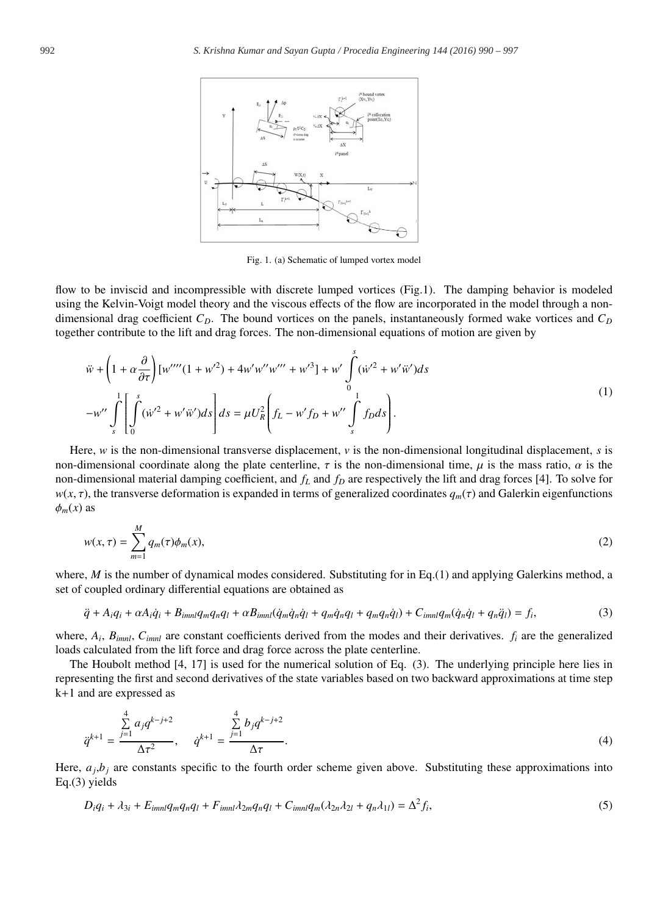Fig. 1. (a) Schematic of lumped vortex model

flow to be inviscid and incompressible with discrete lumped vortices (Fig.1). The damping behavior is modeled using the Kelvin-Voigt model theory and the viscous effects of the flow are incorporated in the model through a non-dimensional drag coefficient $C_D$. The bound vortices on the panels, instantaneously formed wake vortices and $C_D$ together contribute to the lift and drag forces. The non-dimensional equations of motion are given by

$$
\begin{aligned}
&\ddot{w} + \left(1 + \alpha \frac{\partial}{\partial \tau}\right) [w''''(1 + w'^2) + 4w'w''w''' + w'^3] + w' \int_0^s (\dot{w}'^2 + w'\ddot{w}')ds \\
&- w'' \int_s^1 \left[ \int_0^s (\dot{w}'^2 + w'\ddot{w}')ds \right] ds = \mu U_R^2 \left( f_L - w' f_D + w'' \int_s^1 f_D ds \right).
\end{aligned} \tag{1}
$$

Here, $w$ is the non-dimensional transverse displacement, $v$ is the non-dimensional longitudinal displacement, $s$ is non-dimensional coordinate along the plate centerline, $\tau$ is the non-dimensional time, $\mu$ is the mass ratio, $\alpha$ is the non-dimensional material damping coefficient, and $f_L$ and $f_D$ are respectively the lift and drag forces [4]. To solve for $w(x, \tau)$, the transverse deformation is expanded in terms of generalized coordinates $q_m(\tau)$ and Galerkin eigenfunctions $\phi_m(x)$ as

$$
w(x, \tau) = \sum_{m=1}^{M} q_m(\tau) \phi_m(x), \tag{2}
$$

where, $M$ is the number of dynamical modes considered. Substituting for in Eq.(1) and applying Galerkins method, a set of coupled ordinary differential equations are obtained as

$$
\ddot{q} + A_i q_i + \alpha A_i \dot{q}_i + B_{imnl} q_m q_n q_l + \alpha B_{imnl} (\dot{q}_m \dot{q}_n \dot{q}_l + q_m \dot{q}_n q_l + q_m q_n \dot{q}_l) + C_{imnl} q_m (\dot{q}_n \dot{q}_l + q_n \ddot{q}_l) = f_i, \tag{3}
$$

where, $A_i$, $B_{imnl}$, $C_{imnl}$ are constant coefficients derived from the modes and their derivatives. $f_i$ are the generalized loads calculated from the lift force and drag force across the plate centerline.

The Houbolt method [4, 17] is used for the numerical solution of Eq. (3). The underlying principle here lies in representing the first and second derivatives of the state variables based on two backward approximations at time step k+1 and are expressed as

$$
\ddot{q}^{k+1} = \frac{\sum_{j=1}^{4} a_j q^{k-j+2}}{\Delta \tau^2}, \quad \dot{q}^{k+1} = \frac{\sum_{j=1}^{4} b_j q^{k-j+2}}{\Delta \tau}. \tag{4}
$$

Here, $a_j$,$b_j$ are constants specific to the fourth order scheme given above. Substituting these approximations into Eq.(3) yields

$$
D_i q_i + \lambda_{3i} + E_{imnl} q_m q_n q_l + F_{imnl} \lambda_{2m} q_n q_l + C_{imnl} q_m (\lambda_{2n} \lambda_{2l} + q_n \lambda_{1l}) = \Delta^2 f_i, \tag{5}
$$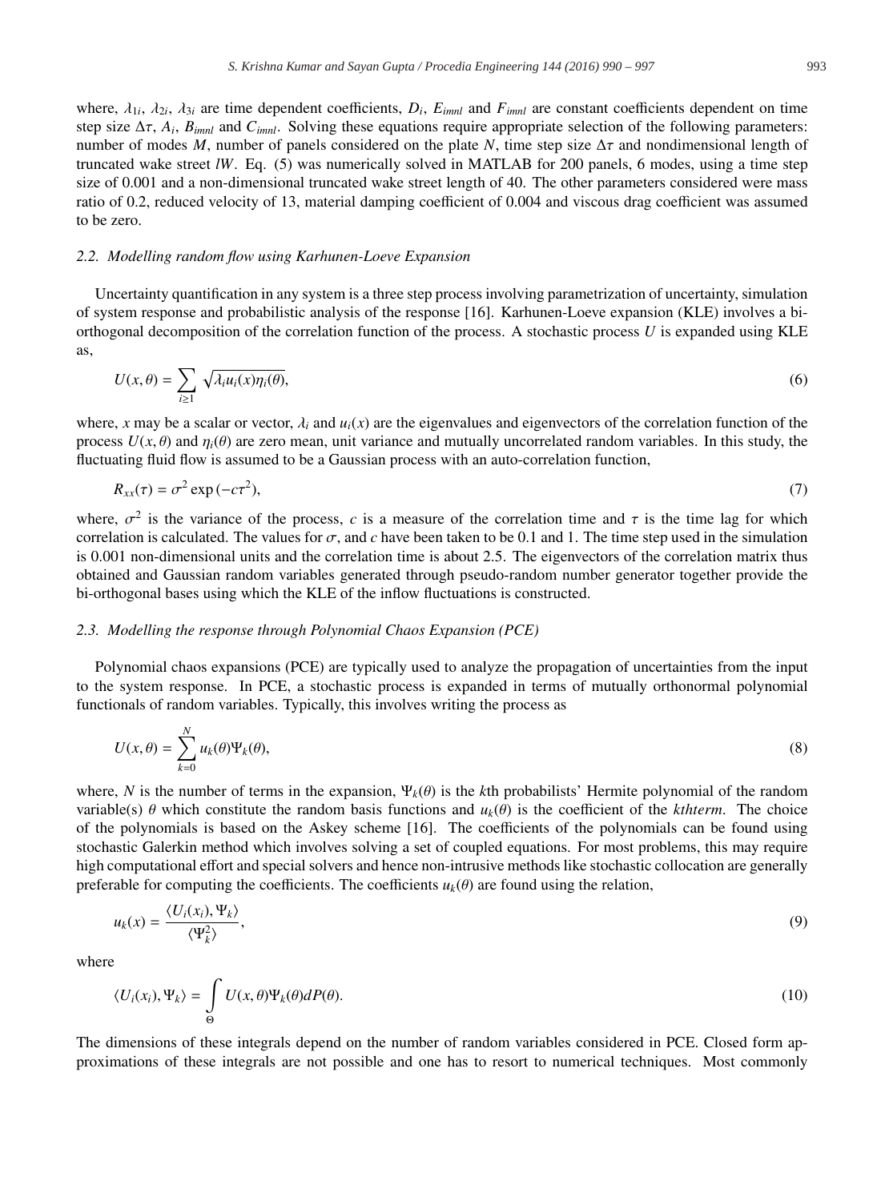where, $\lambda_{1i}$, $\lambda_{2i}$, $\lambda_{3i}$ are time dependent coefficients, $D_i$, $E_{imnl}$ and $F_{imnl}$ are constant coefficients dependent on time step size $\Delta\tau$, $A_i$, $B_{imnl}$ and $C_{imnl}$. Solving these equations require appropriate selection of the following parameters: number of modes $M$, number of panels considered on the plate $N$, time step size $\Delta\tau$ and nondimensional length of truncated wake street $lW$. Eq. (5) was numerically solved in MATLAB for 200 panels, 6 modes, using a time step size of 0.001 and a non-dimensional truncated wake street length of 40. The other parameters considered were mass ratio of 0.2, reduced velocity of 13, material damping coefficient of 0.004 and viscous drag coefficient was assumed to be zero.

### 2.2. Modelling random flow using Karhunen-Loeve Expansion

Uncertainty quantification in any system is a three step process involving parametrization of uncertainty, simulation of system response and probabilistic analysis of the response [16]. Karhunen-Loeve expansion (KLE) involves a bi-orthogonal decomposition of the correlation function of the process. A stochastic process $U$ is expanded using KLE as,

$$U(x,\theta) = \sum_{i\geq 1} \sqrt{\lambda_i u_i(x)\eta_i(\theta)}, \tag{6}$$

where, $x$ may be a scalar or vector, $\lambda_i$ and $u_i(x)$ are the eigenvalues and eigenvectors of the correlation function of the process $U(x,\theta)$ and $\eta_i(\theta)$ are zero mean, unit variance and mutually uncorrelated random variables. In this study, the fluctuating fluid flow is assumed to be a Gaussian process with an auto-correlation function,

$$R_{xx}(\tau) = \sigma^2 \exp(-c\tau^2), \tag{7}$$

where, $\sigma^2$ is the variance of the process, $c$ is a measure of the correlation time and $\tau$ is the time lag for which correlation is calculated. The values for $\sigma$, and $c$ have been taken to be 0.1 and 1. The time step used in the simulation is 0.001 non-dimensional units and the correlation time is about 2.5. The eigenvectors of the correlation matrix thus obtained and Gaussian random variables generated through pseudo-random number generator together provide the bi-orthogonal bases using which the KLE of the inflow fluctuations is constructed.

### 2.3. Modelling the response through Polynomial Chaos Expansion (PCE)

Polynomial chaos expansions (PCE) are typically used to analyze the propagation of uncertainties from the input to the system response. In PCE, a stochastic process is expanded in terms of mutually orthonormal polynomial functionals of random variables. Typically, this involves writing the process as

$$U(x,\theta) = \sum_{k=0}^{N} u_k(\theta)\Psi_k(\theta), \tag{8}$$

where, $N$ is the number of terms in the expansion, $\Psi_k(\theta)$ is the $k$th probabilists' Hermite polynomial of the random variable(s) $\theta$ which constitute the random basis functions and $u_k(\theta)$ is the coefficient of the *kthterm*. The choice of the polynomials is based on the Askey scheme [16]. The coefficients of the polynomials can be found using stochastic Galerkin method which involves solving a set of coupled equations. For most problems, this may require high computational effort and special solvers and hence non-intrusive methods like stochastic collocation are generally preferable for computing the coefficients. The coefficients $u_k(\theta)$ are found using the relation,

$$u_k(x) = \frac{\langle U_i(x_i), \Psi_k \rangle}{\langle \Psi_k^2 \rangle}, \tag{9}$$

where

$$\langle U_i(x_i), \Psi_k \rangle = \int_{\Theta} U(x,\theta)\Psi_k(\theta) dP(\theta). \tag{10}$$

The dimensions of these integrals depend on the number of random variables considered in PCE. Closed form approximations of these integrals are not possible and one has to resort to numerical techniques. Most commonly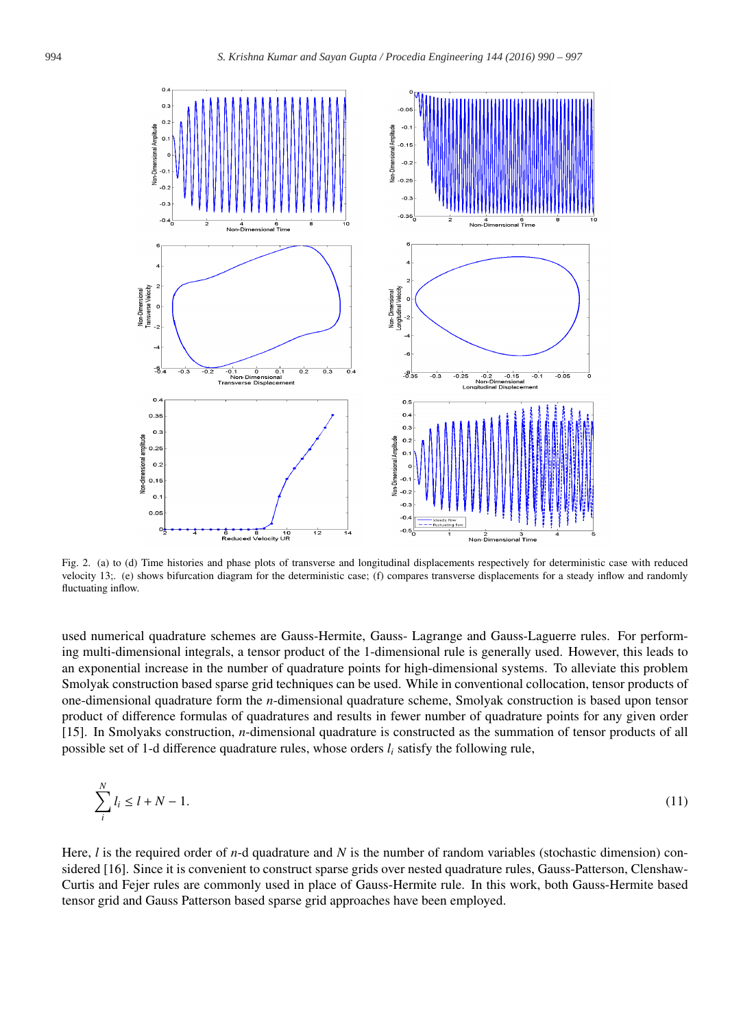Fig. 2. (a) to (d) Time histories and phase plots of transverse and longitudinal displacements respectively for deterministic case with reduced velocity 13;. (e) shows bifurcation diagram for the deterministic case; (f) compares transverse displacements for a steady inflow and randomly fluctuating inflow.

used numerical quadrature schemes are Gauss-Hermite, Gauss- Lagrange and Gauss-Laguerre rules. For performing multi-dimensional integrals, a tensor product of the 1-dimensional rule is generally used. However, this leads to an exponential increase in the number of quadrature points for high-dimensional systems. To alleviate this problem Smolyak construction based sparse grid techniques can be used. While in conventional collocation, tensor products of one-dimensional quadrature form the $n$-dimensional quadrature scheme, Smolyak construction is based upon tensor product of difference formulas of quadratures and results in fewer number of quadrature points for any given order [15]. In Smolyaks construction, $n$-dimensional quadrature is constructed as the summation of tensor products of all possible set of 1-d difference quadrature rules, whose orders $l_i$ satisfy the following rule,

$$\sum_{i}^{N} l_i \leq l + N - 1. \tag{11}$$

Here, $l$ is the required order of $n$-d quadrature and $N$ is the number of random variables (stochastic dimension) considered [16]. Since it is convenient to construct sparse grids over nested quadrature rules, Gauss-Patterson, Clenshaw-Curtis and Fejer rules are commonly used in place of Gauss-Hermite rule. In this work, both Gauss-Hermite based tensor grid and Gauss Patterson based sparse grid approaches have been employed.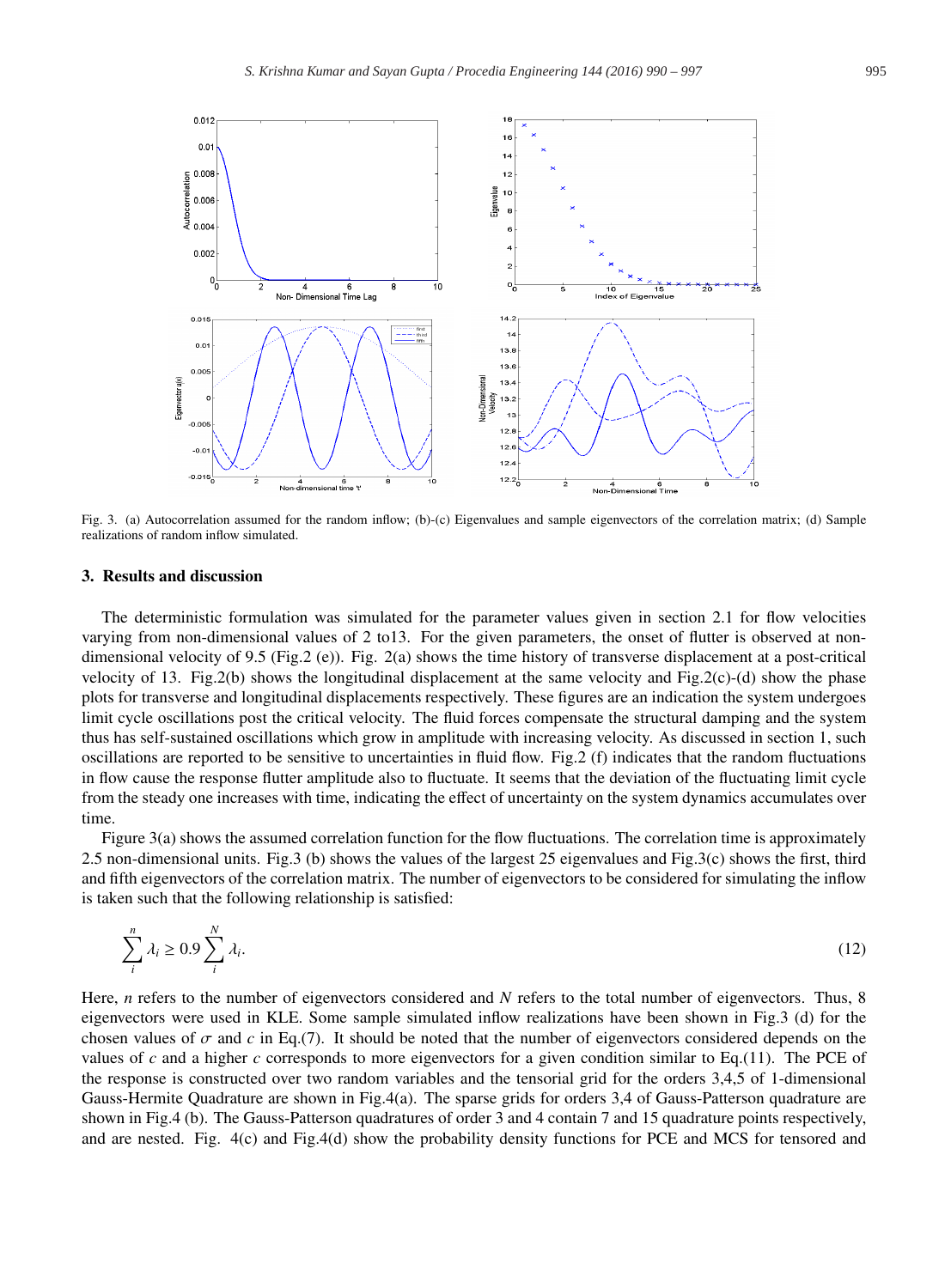Fig. 3. (a) Autocorrelation assumed for the random inflow; (b)-(c) Eigenvalues and sample eigenvectors of the correlation matrix; (d) Sample realizations of random inflow simulated.

## 3. Results and discussion

The deterministic formulation was simulated for the parameter values given in section 2.1 for flow velocities varying from non-dimensional values of 2 to13. For the given parameters, the onset of flutter is observed at non-dimensional velocity of 9.5 (Fig.2 (e)). Fig. 2(a) shows the time history of transverse displacement at a post-critical velocity of 13. Fig.2(b) shows the longitudinal displacement at the same velocity and Fig.2(c)-(d) show the phase plots for transverse and longitudinal displacements respectively. These figures are an indication the system undergoes limit cycle oscillations post the critical velocity. The fluid forces compensate the structural damping and the system thus has self-sustained oscillations which grow in amplitude with increasing velocity. As discussed in section 1, such oscillations are reported to be sensitive to uncertainties in fluid flow. Fig.2 (f) indicates that the random fluctuations in flow cause the response flutter amplitude also to fluctuate. It seems that the deviation of the fluctuating limit cycle from the steady one increases with time, indicating the effect of uncertainty on the system dynamics accumulates over time.

Figure 3(a) shows the assumed correlation function for the flow fluctuations. The correlation time is approximately 2.5 non-dimensional units. Fig.3 (b) shows the values of the largest 25 eigenvalues and Fig.3(c) shows the first, third and fifth eigenvectors of the correlation matrix. The number of eigenvectors to be considered for simulating the inflow is taken such that the following relationship is satisfied:

$$\sum_{i}^{n} \lambda_i \geq 0.9 \sum_{i}^{N} \lambda_i. \tag{12}$$

Here, $n$ refers to the number of eigenvectors considered and $N$ refers to the total number of eigenvectors. Thus, 8 eigenvectors were used in KLE. Some sample simulated inflow realizations have been shown in Fig.3 (d) for the chosen values of $\sigma$ and $c$ in Eq.(7). It should be noted that the number of eigenvectors considered depends on the values of $c$ and a higher $c$ corresponds to more eigenvectors for a given condition similar to Eq.(11). The PCE of the response is constructed over two random variables and the tensorial grid for the orders 3,4,5 of 1-dimensional Gauss-Hermite Quadrature are shown in Fig.4(a). The sparse grids for orders 3,4 of Gauss-Patterson quadrature are shown in Fig.4 (b). The Gauss-Patterson quadratures of order 3 and 4 contain 7 and 15 quadrature points respectively, and are nested. Fig. 4(c) and Fig.4(d) show the probability density functions for PCE and MCS for tensored and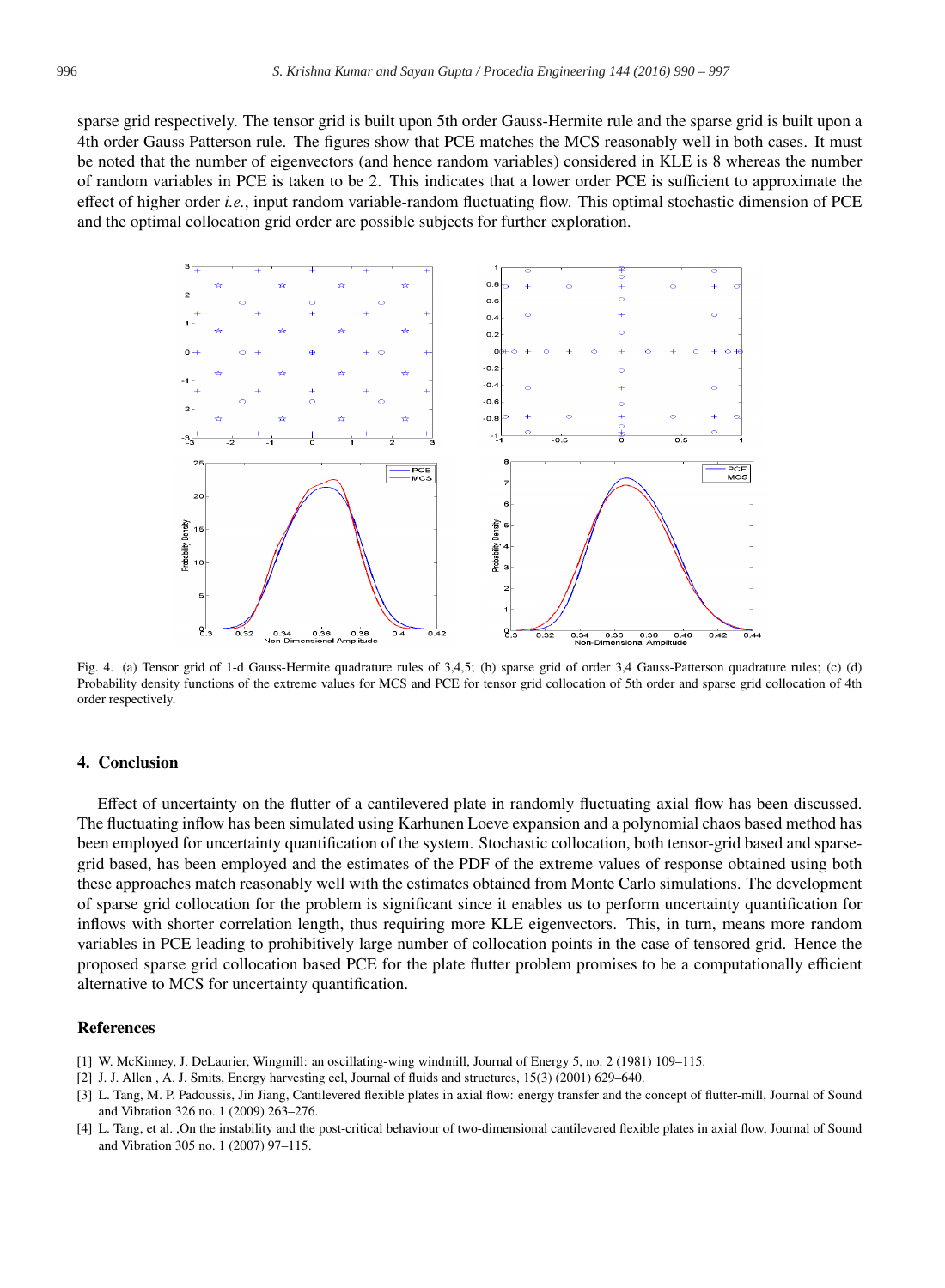sparse grid respectively. The tensor grid is built upon 5th order Gauss-Hermite rule and the sparse grid is built upon a 4th order Gauss Patterson rule. The figures show that PCE matches the MCS reasonably well in both cases. It must be noted that the number of eigenvectors (and hence random variables) considered in KLE is 8 whereas the number of random variables in PCE is taken to be 2. This indicates that a lower order PCE is sufficient to approximate the effect of higher order *i.e.*, input random variable-random fluctuating flow. This optimal stochastic dimension of PCE and the optimal collocation grid order are possible subjects for further exploration.

Fig. 4. (a) Tensor grid of 1-d Gauss-Hermite quadrature rules of 3,4,5; (b) sparse grid of order 3,4 Gauss-Patterson quadrature rules; (c) (d) Probability density functions of the extreme values for MCS and PCE for tensor grid collocation of 5th order and sparse grid collocation of 4th order respectively.

## 4. Conclusion

Effect of uncertainty on the flutter of a cantilevered plate in randomly fluctuating axial flow has been discussed. The fluctuating inflow has been simulated using Karhunen Loeve expansion and a polynomial chaos based method has been employed for uncertainty quantification of the system. Stochastic collocation, both tensor-grid based and sparse-grid based, has been employed and the estimates of the PDF of the extreme values of response obtained using both these approaches match reasonably well with the estimates obtained from Monte Carlo simulations. The development of sparse grid collocation for the problem is significant since it enables us to perform uncertainty quantification for inflows with shorter correlation length, thus requiring more KLE eigenvectors. This, in turn, means more random variables in PCE leading to prohibitively large number of collocation points in the case of tensored grid. Hence the proposed sparse grid collocation based PCE for the plate flutter problem promises to be a computationally efficient alternative to MCS for uncertainty quantification.

## References

[1] W. McKinney, J. DeLaurier, Wingmill: an oscillating-wing windmill, Journal of Energy 5, no. 2 (1981) 109–115.

[2] J. J. Allen , A. J. Smits, Energy harvesting eel, Journal of fluids and structures, 15(3) (2001) 629–640.

[3] L. Tang, M. P. Padoussis, Jin Jiang, Cantilevered flexible plates in axial flow: energy transfer and the concept of flutter-mill, Journal of Sound and Vibration 326 no. 1 (2009) 263–276.

[4] L. Tang, et al. ,On the instability and the post-critical behaviour of two-dimensional cantilevered flexible plates in axial flow, Journal of Sound and Vibration 305 no. 1 (2007) 97–115.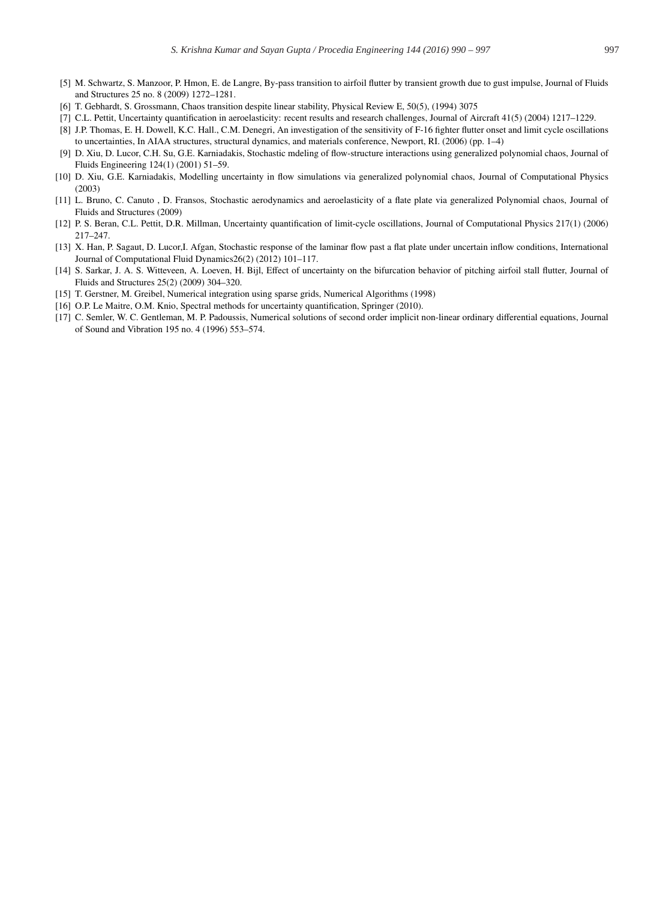[5] M. Schwartz, S. Manzoor, P. Hmon, E. de Langre, By-pass transition to airfoil flutter by transient growth due to gust impulse, Journal of Fluids and Structures 25 no. 8 (2009) 1272–1281.

[6] T. Gebhardt, S. Grossmann, Chaos transition despite linear stability, Physical Review E, 50(5), (1994) 3075

[7] C.L. Pettit, Uncertainty quantification in aeroelasticity: recent results and research challenges, Journal of Aircraft 41(5) (2004) 1217–1229.

[8] J.P. Thomas, E. H. Dowell, K.C. Hall., C.M. Denegri, An investigation of the sensitivity of F-16 fighter flutter onset and limit cycle oscillations to uncertainties, In AIAA structures, structural dynamics, and materials conference, Newport, RI. (2006) (pp. 1–4)

[9] D. Xiu, D. Lucor, C.H. Su, G.E. Karniadakis, Stochastic mdeling of flow-structure interactions using generalized polynomial chaos, Journal of Fluids Engineering 124(1) (2001) 51–59.

[10] D. Xiu, G.E. Karniadakis, Modelling uncertainty in flow simulations via generalized polynomial chaos, Journal of Computational Physics (2003)

[11] L. Bruno, C. Canuto , D. Fransos, Stochastic aerodynamics and aeroelasticity of a flate plate via generalized Polynomial chaos, Journal of Fluids and Structures (2009)

[12] P. S. Beran, C.L. Pettit, D.R. Millman, Uncertainty quantification of limit-cycle oscillations, Journal of Computational Physics 217(1) (2006) 217–247.

[13] X. Han, P. Sagaut, D. Lucor,I. Afgan, Stochastic response of the laminar flow past a flat plate under uncertain inflow conditions, International Journal of Computational Fluid Dynamics26(2) (2012) 101–117.

[14] S. Sarkar, J. A. S. Witteveen, A. Loeven, H. Bijl, Effect of uncertainty on the bifurcation behavior of pitching airfoil stall flutter, Journal of Fluids and Structures 25(2) (2009) 304–320.

[15] T. Gerstner, M. Greibel, Numerical integration using sparse grids, Numerical Algorithms (1998)

[16] O.P. Le Maitre, O.M. Knio, Spectral methods for uncertainty quantification, Springer (2010).

[17] C. Semler, W. C. Gentleman, M. P. Padoussis, Numerical solutions of second order implicit non-linear ordinary differential equations, Journal of Sound and Vibration 195 no. 4 (1996) 553–574.